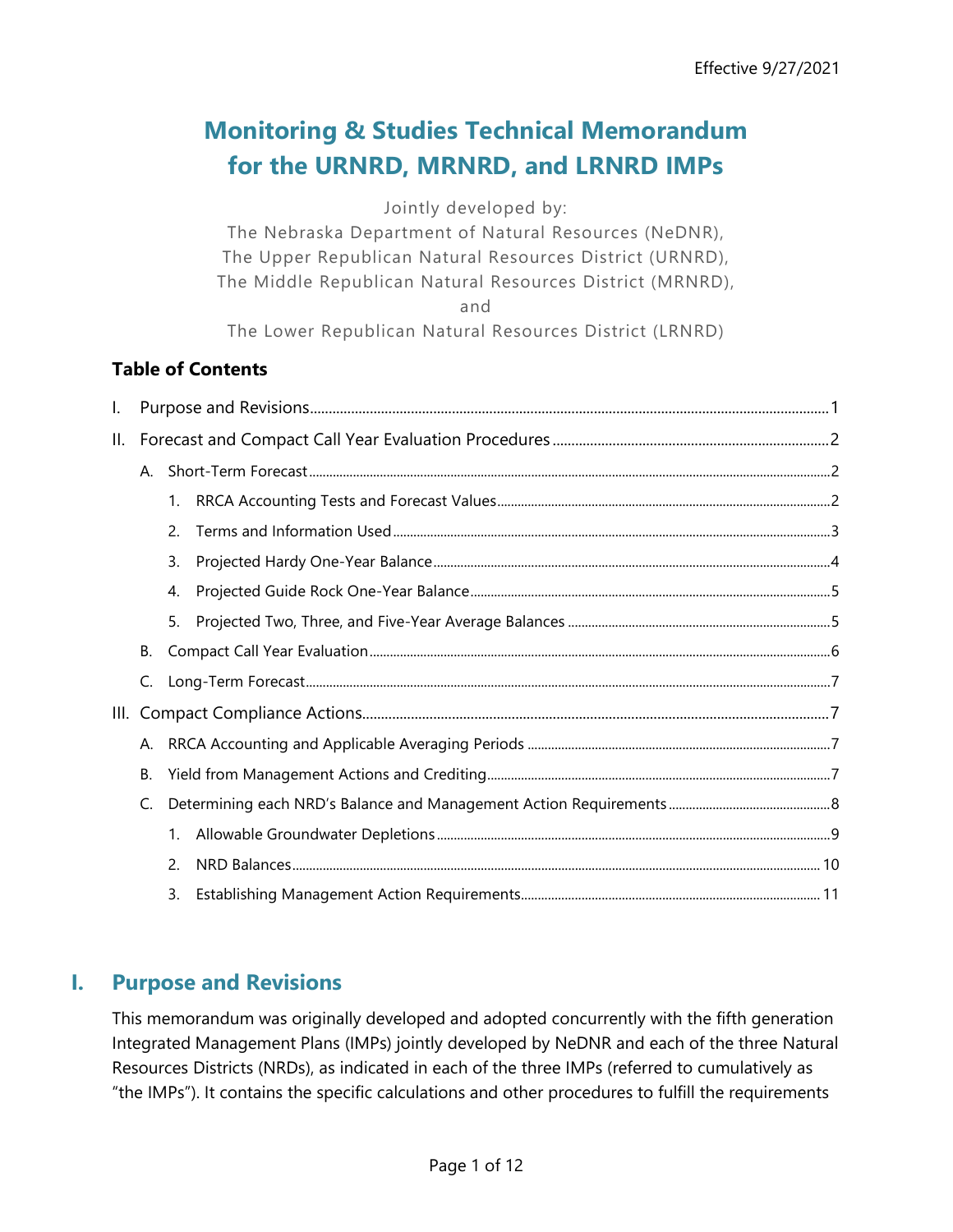Effective 9/27/2021

# Monitoring & Studies Technical Memorandum for the URNRD, MRNRD, and LRNRD IMPs

Jointly developed by:
The Nebraska Department of Natural Resources (NeDNR),
The Upper Republican Natural Resources District (URNRD),
The Middle Republican Natural Resources District (MRNRD),
and
The Lower Republican Natural Resources District (LRNRD)

**Table of Contents**

- I. Purpose and Revisions ..... 1
- II. Forecast and Compact Call Year Evaluation Procedures ..... 2
  - A. Short-Term Forecast ..... 2
    1. RRCA Accounting Tests and Forecast Values ..... 2
    2. Terms and Information Used ..... 3
    3. Projected Hardy One-Year Balance ..... 4
    4. Projected Guide Rock One-Year Balance ..... 5
    5. Projected Two, Three, and Five-Year Average Balances ..... 5
  - B. Compact Call Year Evaluation ..... 6
  - C. Long-Term Forecast ..... 7
- III. Compact Compliance Actions ..... 7
  - A. RRCA Accounting and Applicable Averaging Periods ..... 7
  - B. Yield from Management Actions and Crediting ..... 7
  - C. Determining each NRD's Balance and Management Action Requirements ..... 8
    1. Allowable Groundwater Depletions ..... 9
    2. NRD Balances ..... 10
    3. Establishing Management Action Requirements ..... 11

## I. Purpose and Revisions

This memorandum was originally developed and adopted concurrently with the fifth generation Integrated Management Plans (IMPs) jointly developed by NeDNR and each of the three Natural Resources Districts (NRDs), as indicated in each of the three IMPs (referred to cumulatively as "the IMPs"). It contains the specific calculations and other procedures to fulfill the requirements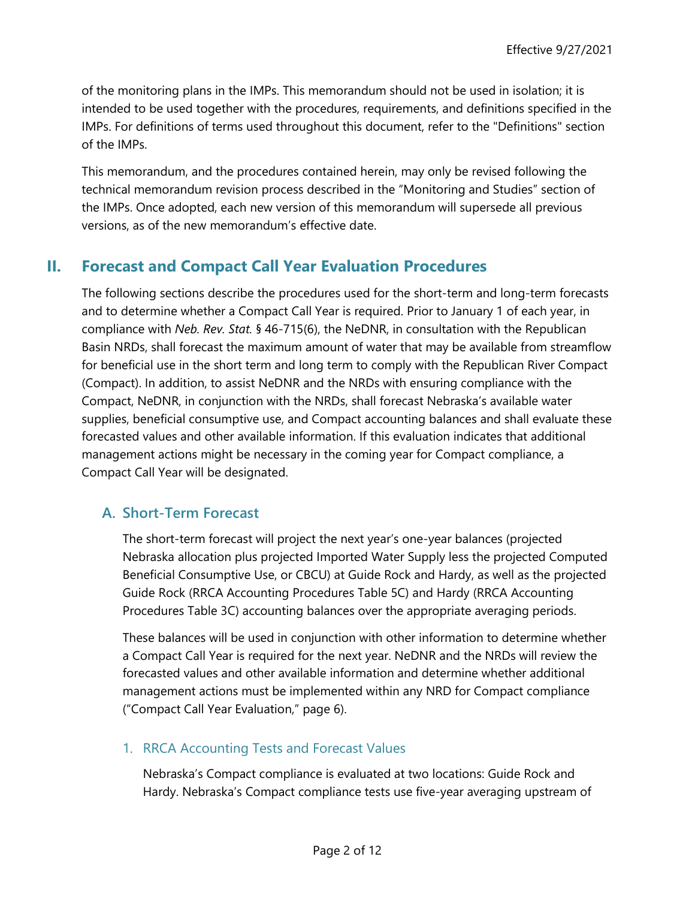of the monitoring plans in the IMPs. This memorandum should not be used in isolation; it is intended to be used together with the procedures, requirements, and definitions specified in the IMPs. For definitions of terms used throughout this document, refer to the "Definitions" section of the IMPs.

This memorandum, and the procedures contained herein, may only be revised following the technical memorandum revision process described in the "Monitoring and Studies" section of the IMPs. Once adopted, each new version of this memorandum will supersede all previous versions, as of the new memorandum's effective date.

## II. Forecast and Compact Call Year Evaluation Procedures

The following sections describe the procedures used for the short-term and long-term forecasts and to determine whether a Compact Call Year is required. Prior to January 1 of each year, in compliance with *Neb. Rev. Stat.* § 46-715(6), the NeDNR, in consultation with the Republican Basin NRDs, shall forecast the maximum amount of water that may be available from streamflow for beneficial use in the short term and long term to comply with the Republican River Compact (Compact). In addition, to assist NeDNR and the NRDs with ensuring compliance with the Compact, NeDNR, in conjunction with the NRDs, shall forecast Nebraska's available water supplies, beneficial consumptive use, and Compact accounting balances and shall evaluate these forecasted values and other available information. If this evaluation indicates that additional management actions might be necessary in the coming year for Compact compliance, a Compact Call Year will be designated.

### A. Short-Term Forecast

The short-term forecast will project the next year's one-year balances (projected Nebraska allocation plus projected Imported Water Supply less the projected Computed Beneficial Consumptive Use, or CBCU) at Guide Rock and Hardy, as well as the projected Guide Rock (RRCA Accounting Procedures Table 5C) and Hardy (RRCA Accounting Procedures Table 3C) accounting balances over the appropriate averaging periods.

These balances will be used in conjunction with other information to determine whether a Compact Call Year is required for the next year. NeDNR and the NRDs will review the forecasted values and other available information and determine whether additional management actions must be implemented within any NRD for Compact compliance ("Compact Call Year Evaluation," page 6).

#### 1. RRCA Accounting Tests and Forecast Values

Nebraska's Compact compliance is evaluated at two locations: Guide Rock and Hardy. Nebraska's Compact compliance tests use five-year averaging upstream of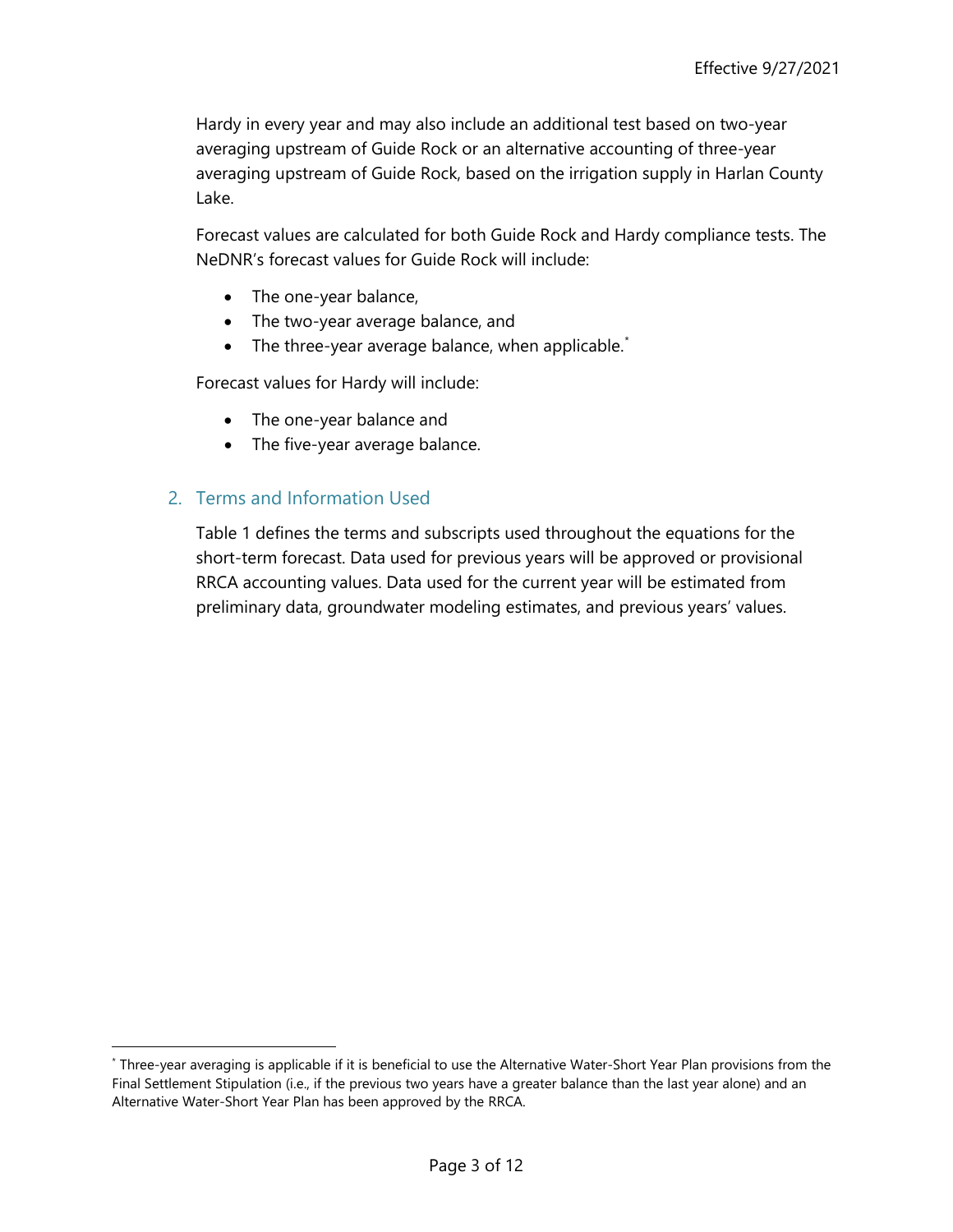Hardy in every year and may also include an additional test based on two-year averaging upstream of Guide Rock or an alternative accounting of three-year averaging upstream of Guide Rock, based on the irrigation supply in Harlan County Lake.

Forecast values are calculated for both Guide Rock and Hardy compliance tests. The NeDNR's forecast values for Guide Rock will include:

- The one-year balance,
- The two-year average balance, and
- The three-year average balance, when applicable.[*]

Forecast values for Hardy will include:

- The one-year balance and
- The five-year average balance.

## 2. Terms and Information Used

Table 1 defines the terms and subscripts used throughout the equations for the short-term forecast. Data used for previous years will be approved or provisional RRCA accounting values. Data used for the current year will be estimated from preliminary data, groundwater modeling estimates, and previous years' values.

[*] Three-year averaging is applicable if it is beneficial to use the Alternative Water-Short Year Plan provisions from the Final Settlement Stipulation (i.e., if the previous two years have a greater balance than the last year alone) and an Alternative Water-Short Year Plan has been approved by the RRCA.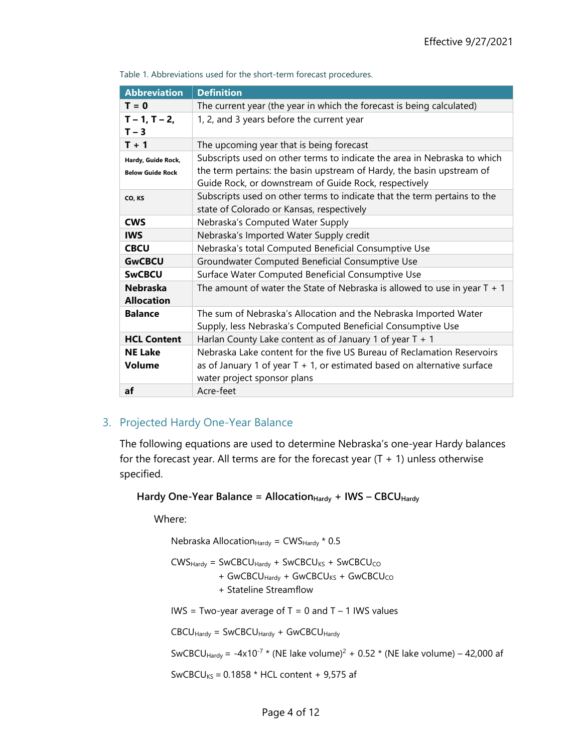Table 1. Abbreviations used for the short-term forecast procedures.

| Abbreviation | Definition |
|---|---|
| **T = 0** | The current year (the year in which the forecast is being calculated) |
| **T – 1, T – 2, T – 3** | 1, 2, and 3 years before the current year |
| **T + 1** | The upcoming year that is being forecast |
| **Hardy, Guide Rock, Below Guide Rock** | Subscripts used on other terms to indicate the area in Nebraska to which the term pertains: the basin upstream of Hardy, the basin upstream of Guide Rock, or downstream of Guide Rock, respectively |
| **CO, KS** | Subscripts used on other terms to indicate that the term pertains to the state of Colorado or Kansas, respectively |
| **CWS** | Nebraska's Computed Water Supply |
| **IWS** | Nebraska's Imported Water Supply credit |
| **CBCU** | Nebraska's total Computed Beneficial Consumptive Use |
| **GwCBCU** | Groundwater Computed Beneficial Consumptive Use |
| **SwCBCU** | Surface Water Computed Beneficial Consumptive Use |
| **Nebraska Allocation** | The amount of water the State of Nebraska is allowed to use in year T + 1 |
| **Balance** | The sum of Nebraska's Allocation and the Nebraska Imported Water Supply, less Nebraska's Computed Beneficial Consumptive Use |
| **HCL Content** | Harlan County Lake content as of January 1 of year T + 1 |
| **NE Lake Volume** | Nebraska Lake content for the five US Bureau of Reclamation Reservoirs as of January 1 of year T + 1, or estimated based on alternative surface water project sponsor plans |
| **af** | Acre-feet |

## 3. Projected Hardy One-Year Balance

The following equations are used to determine Nebraska's one-year Hardy balances for the forecast year. All terms are for the forecast year (T + 1) unless otherwise specified.

$$\textbf{Hardy One-Year Balance} = \textbf{Allocation}_{\textbf{Hardy}} + \textbf{IWS} - \textbf{CBCU}_{\textbf{Hardy}}$$

Where:

$$\text{Nebraska Allocation}_{Hardy} = \text{CWS}_{Hardy} * 0.5$$

$$\text{CWS}_{Hardy} = \text{SwCBCU}_{Hardy} + \text{SwCBCU}_{KS} + \text{SwCBCU}_{CO} + \text{GwCBCU}_{Hardy} + \text{GwCBCU}_{KS} + \text{GwCBCU}_{CO} + \text{Stateline Streamflow}$$

IWS = Two-year average of T = 0 and T – 1 IWS values

$$\text{CBCU}_{Hardy} = \text{SwCBCU}_{Hardy} + \text{GwCBCU}_{Hardy}$$

$$\text{SwCBCU}_{Hardy} = -4\text{x}10^{-7} * (\text{NE lake volume})^2 + 0.52 * (\text{NE lake volume}) - 42{,}000 \text{ af}$$

$$\text{SwCBCU}_{KS} = 0.1858 * \text{HCL content} + 9{,}575 \text{ af}$$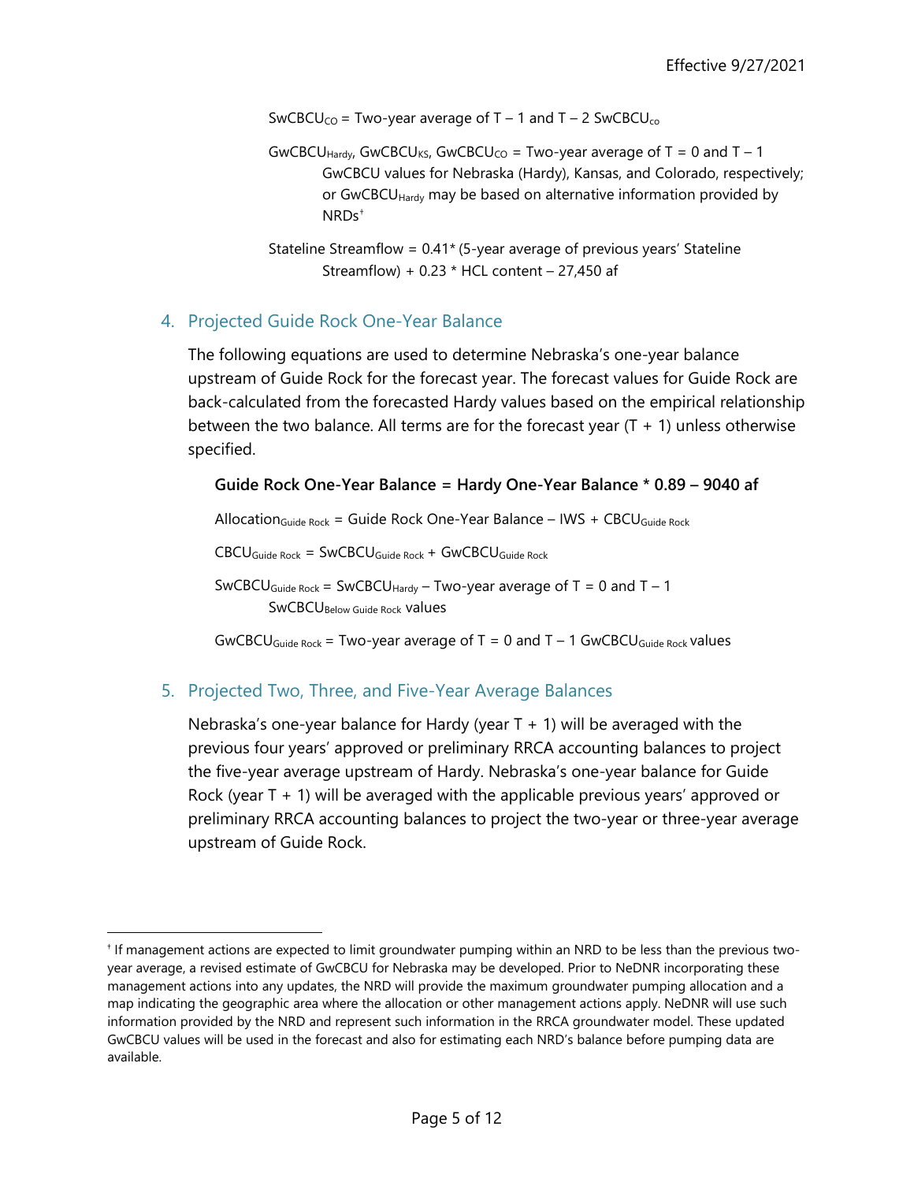$SwCBCU_{CO}$ = Two-year average of T – 1 and T – 2 $SwCBCU_{co}$

$GwCBCU_{Hardy}$, $GwCBCU_{KS}$, $GwCBCU_{CO}$ = Two-year average of T = 0 and T – 1 GwCBCU values for Nebraska (Hardy), Kansas, and Colorado, respectively; or $GwCBCU_{Hardy}$ may be based on alternative information provided by NRDs[†]

Stateline Streamflow = 0.41* (5-year average of previous years' Stateline Streamflow) + 0.23 * HCL content – 27,450 af

## 4. Projected Guide Rock One-Year Balance

The following equations are used to determine Nebraska's one-year balance upstream of Guide Rock for the forecast year. The forecast values for Guide Rock are back-calculated from the forecasted Hardy values based on the empirical relationship between the two balance. All terms are for the forecast year (T + 1) unless otherwise specified.

**Guide Rock One-Year Balance = Hardy One-Year Balance * 0.89 – 9040 af**

$Allocation_{Guide\ Rock}$ = Guide Rock One-Year Balance – IWS + $CBCU_{Guide\ Rock}$

$CBCU_{Guide\ Rock}$ = $SwCBCU_{Guide\ Rock}$ + $GwCBCU_{Guide\ Rock}$

$SwCBCU_{Guide\ Rock}$ = $SwCBCU_{Hardy}$ – Two-year average of T = 0 and T – 1 $SwCBCU_{Below\ Guide\ Rock}$ values

$GwCBCU_{Guide\ Rock}$ = Two-year average of T = 0 and T – 1 $GwCBCU_{Guide\ Rock}$ values

## 5. Projected Two, Three, and Five-Year Average Balances

Nebraska's one-year balance for Hardy (year T + 1) will be averaged with the previous four years' approved or preliminary RRCA accounting balances to project the five-year average upstream of Hardy. Nebraska's one-year balance for Guide Rock (year T + 1) will be averaged with the applicable previous years' approved or preliminary RRCA accounting balances to project the two-year or three-year average upstream of Guide Rock.

---

[†] If management actions are expected to limit groundwater pumping within an NRD to be less than the previous two-year average, a revised estimate of GwCBCU for Nebraska may be developed. Prior to NeDNR incorporating these management actions into any updates, the NRD will provide the maximum groundwater pumping allocation and a map indicating the geographic area where the allocation or other management actions apply. NeDNR will use such information provided by the NRD and represent such information in the RRCA groundwater model. These updated GwCBCU values will be used in the forecast and also for estimating each NRD's balance before pumping data are available.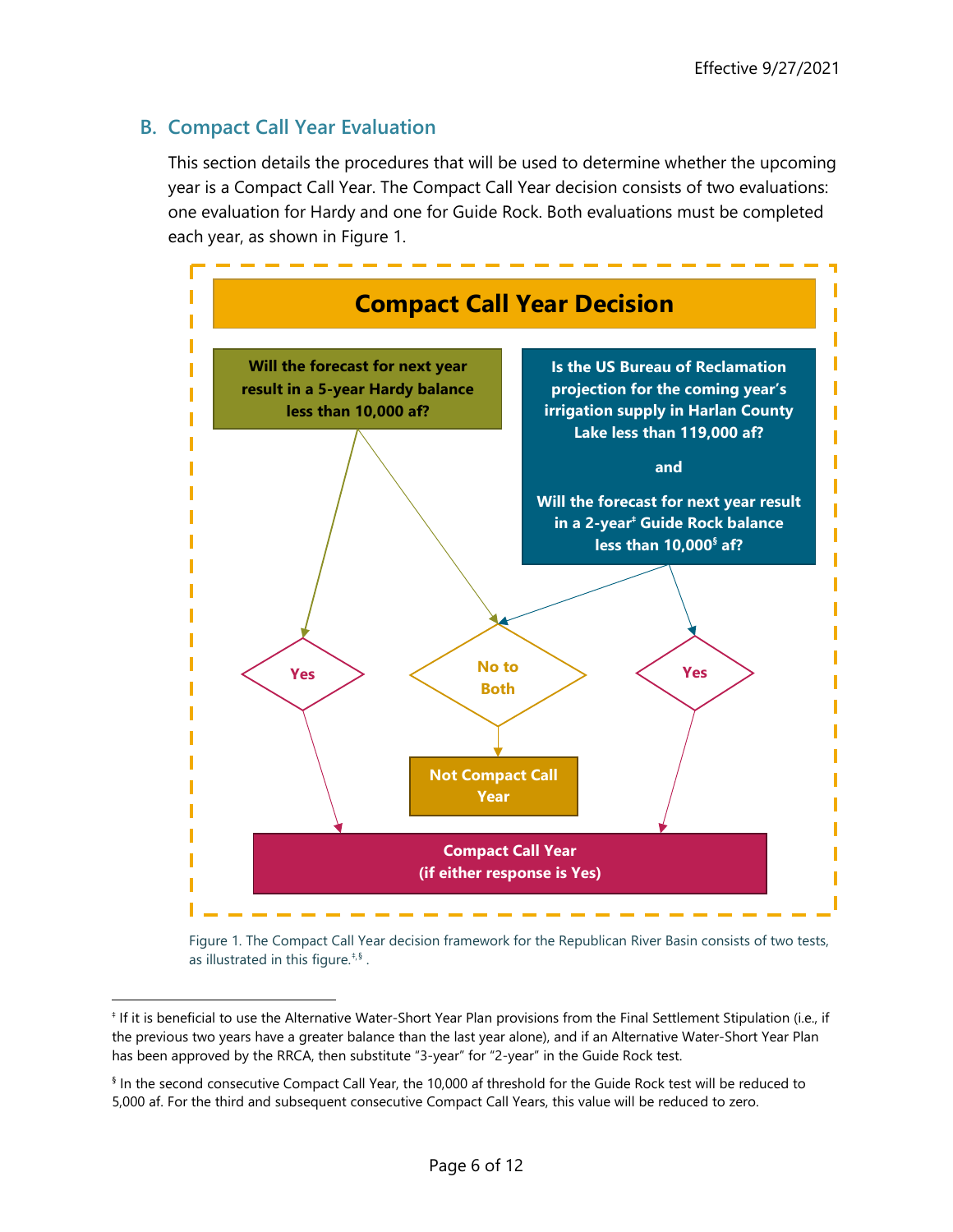## B. Compact Call Year Evaluation

This section details the procedures that will be used to determine whether the upcoming year is a Compact Call Year. The Compact Call Year decision consists of two evaluations: one evaluation for Hardy and one for Guide Rock. Both evaluations must be completed each year, as shown in Figure 1.

**Compact Call Year Decision**

**Will the forecast for next year result in a 5-year Hardy balance less than 10,000 af?**

**Is the US Bureau of Reclamation projection for the coming year's irrigation supply in Harlan County Lake less than 119,000 af?**

**and**

**Will the forecast for next year result in a 2-year[‡] Guide Rock balance less than 10,000[§] af?**

Yes

No to Both

Yes

**Not Compact Call Year**

**Compact Call Year (if either response is Yes)**

Figure 1. The Compact Call Year decision framework for the Republican River Basin consists of two tests, as illustrated in this figure.[‡,§]

---

[‡] If it is beneficial to use the Alternative Water-Short Year Plan provisions from the Final Settlement Stipulation (i.e., if the previous two years have a greater balance than the last year alone), and if an Alternative Water-Short Year Plan has been approved by the RRCA, then substitute "3-year" for "2-year" in the Guide Rock test.

[§] In the second consecutive Compact Call Year, the 10,000 af threshold for the Guide Rock test will be reduced to 5,000 af. For the third and subsequent consecutive Compact Call Years, this value will be reduced to zero.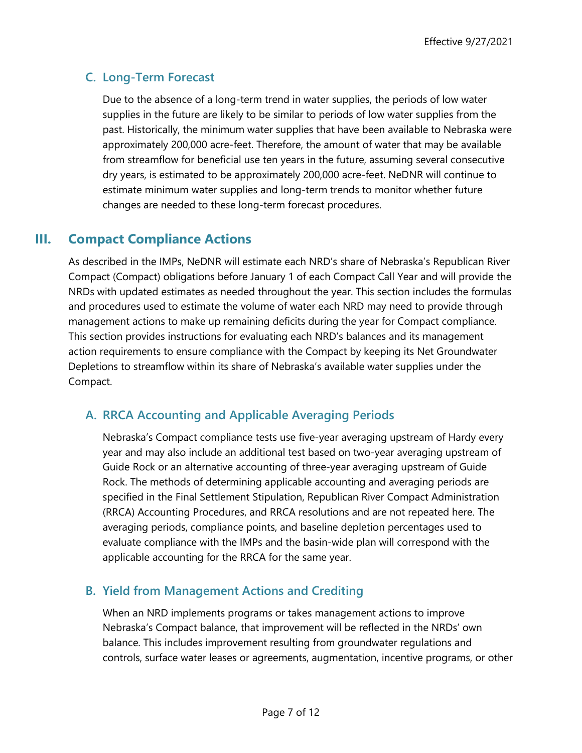### C. Long-Term Forecast

Due to the absence of a long-term trend in water supplies, the periods of low water supplies in the future are likely to be similar to periods of low water supplies from the past. Historically, the minimum water supplies that have been available to Nebraska were approximately 200,000 acre-feet. Therefore, the amount of water that may be available from streamflow for beneficial use ten years in the future, assuming several consecutive dry years, is estimated to be approximately 200,000 acre-feet. NeDNR will continue to estimate minimum water supplies and long-term trends to monitor whether future changes are needed to these long-term forecast procedures.

## III. Compact Compliance Actions

As described in the IMPs, NeDNR will estimate each NRD's share of Nebraska's Republican River Compact (Compact) obligations before January 1 of each Compact Call Year and will provide the NRDs with updated estimates as needed throughout the year. This section includes the formulas and procedures used to estimate the volume of water each NRD may need to provide through management actions to make up remaining deficits during the year for Compact compliance. This section provides instructions for evaluating each NRD's balances and its management action requirements to ensure compliance with the Compact by keeping its Net Groundwater Depletions to streamflow within its share of Nebraska's available water supplies under the Compact.

### A. RRCA Accounting and Applicable Averaging Periods

Nebraska's Compact compliance tests use five-year averaging upstream of Hardy every year and may also include an additional test based on two-year averaging upstream of Guide Rock or an alternative accounting of three-year averaging upstream of Guide Rock. The methods of determining applicable accounting and averaging periods are specified in the Final Settlement Stipulation, Republican River Compact Administration (RRCA) Accounting Procedures, and RRCA resolutions and are not repeated here. The averaging periods, compliance points, and baseline depletion percentages used to evaluate compliance with the IMPs and the basin-wide plan will correspond with the applicable accounting for the RRCA for the same year.

### B. Yield from Management Actions and Crediting

When an NRD implements programs or takes management actions to improve Nebraska's Compact balance, that improvement will be reflected in the NRDs' own balance. This includes improvement resulting from groundwater regulations and controls, surface water leases or agreements, augmentation, incentive programs, or other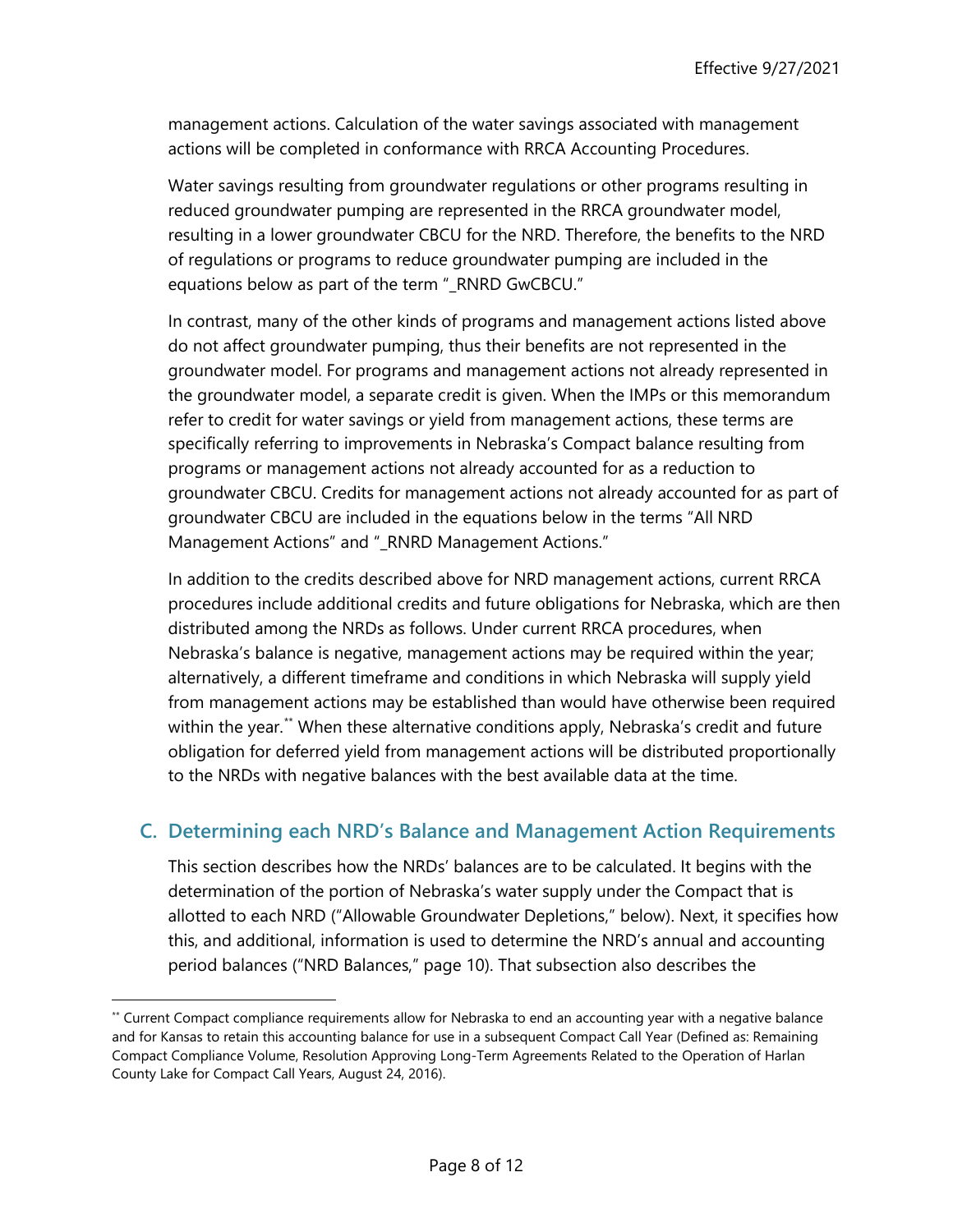management actions. Calculation of the water savings associated with management actions will be completed in conformance with RRCA Accounting Procedures.

Water savings resulting from groundwater regulations or other programs resulting in reduced groundwater pumping are represented in the RRCA groundwater model, resulting in a lower groundwater CBCU for the NRD. Therefore, the benefits to the NRD of regulations or programs to reduce groundwater pumping are included in the equations below as part of the term "_RNRD GwCBCU."

In contrast, many of the other kinds of programs and management actions listed above do not affect groundwater pumping, thus their benefits are not represented in the groundwater model. For programs and management actions not already represented in the groundwater model, a separate credit is given. When the IMPs or this memorandum refer to credit for water savings or yield from management actions, these terms are specifically referring to improvements in Nebraska's Compact balance resulting from programs or management actions not already accounted for as a reduction to groundwater CBCU. Credits for management actions not already accounted for as part of groundwater CBCU are included in the equations below in the terms "All NRD Management Actions" and "_RNRD Management Actions."

In addition to the credits described above for NRD management actions, current RRCA procedures include additional credits and future obligations for Nebraska, which are then distributed among the NRDs as follows. Under current RRCA procedures, when Nebraska's balance is negative, management actions may be required within the year; alternatively, a different timeframe and conditions in which Nebraska will supply yield from management actions may be established than would have otherwise been required within the year.[**] When these alternative conditions apply, Nebraska's credit and future obligation for deferred yield from management actions will be distributed proportionally to the NRDs with negative balances with the best available data at the time.

## C. Determining each NRD's Balance and Management Action Requirements

This section describes how the NRDs' balances are to be calculated. It begins with the determination of the portion of Nebraska's water supply under the Compact that is allotted to each NRD ("Allowable Groundwater Depletions," below). Next, it specifies how this, and additional, information is used to determine the NRD's annual and accounting period balances ("NRD Balances," page 10). That subsection also describes the

[**] Current Compact compliance requirements allow for Nebraska to end an accounting year with a negative balance and for Kansas to retain this accounting balance for use in a subsequent Compact Call Year (Defined as: Remaining Compact Compliance Volume, Resolution Approving Long-Term Agreements Related to the Operation of Harlan County Lake for Compact Call Years, August 24, 2016).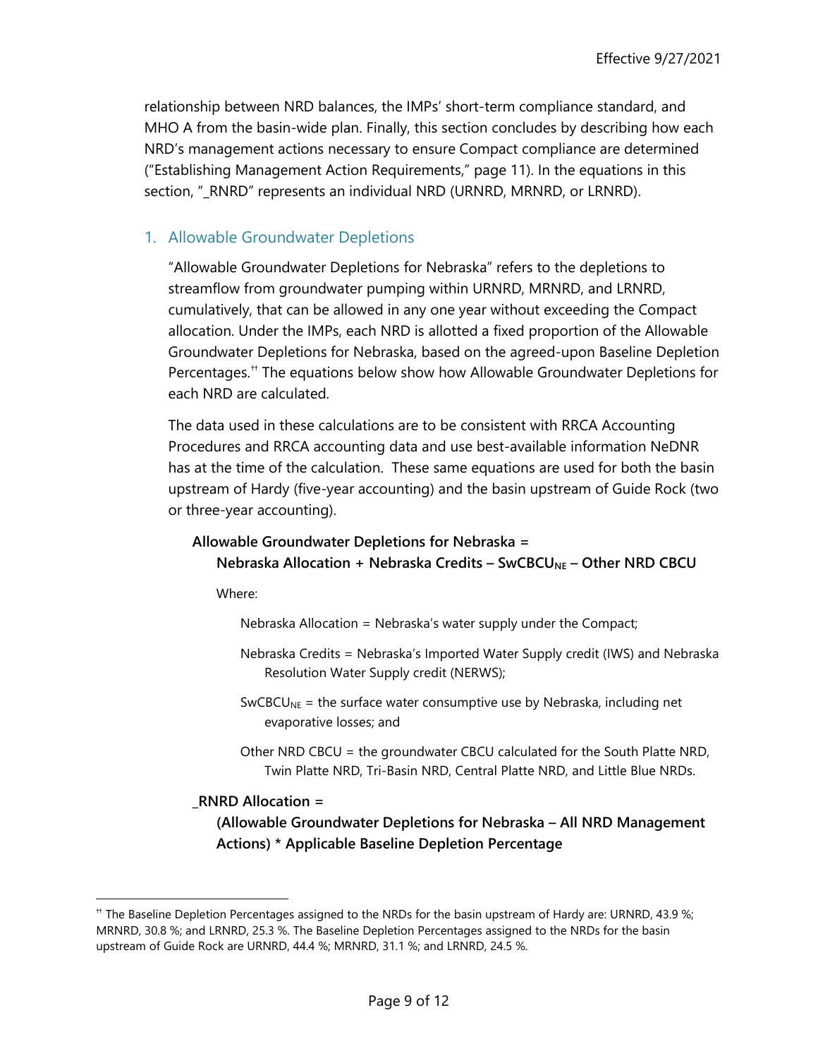relationship between NRD balances, the IMPs' short-term compliance standard, and MHO A from the basin-wide plan. Finally, this section concludes by describing how each NRD's management actions necessary to ensure Compact compliance are determined ("Establishing Management Action Requirements," page 11). In the equations in this section, "_RNRD" represents an individual NRD (URNRD, MRNRD, or LRNRD).

## 1. Allowable Groundwater Depletions

"Allowable Groundwater Depletions for Nebraska" refers to the depletions to streamflow from groundwater pumping within URNRD, MRNRD, and LRNRD, cumulatively, that can be allowed in any one year without exceeding the Compact allocation. Under the IMPs, each NRD is allotted a fixed proportion of the Allowable Groundwater Depletions for Nebraska, based on the agreed-upon Baseline Depletion Percentages.[††] The equations below show how Allowable Groundwater Depletions for each NRD are calculated.

The data used in these calculations are to be consistent with RRCA Accounting Procedures and RRCA accounting data and use best-available information NeDNR has at the time of the calculation. These same equations are used for both the basin upstream of Hardy (five-year accounting) and the basin upstream of Guide Rock (two or three-year accounting).

**Allowable Groundwater Depletions for Nebraska =**
**Nebraska Allocation + Nebraska Credits – $SwCBCU_{NE}$ – Other NRD CBCU**

Where:

Nebraska Allocation = Nebraska's water supply under the Compact;

Nebraska Credits = Nebraska's Imported Water Supply credit (IWS) and Nebraska Resolution Water Supply credit (NERWS);

$SwCBCU_{NE}$ = the surface water consumptive use by Nebraska, including net evaporative losses; and

Other NRD CBCU = the groundwater CBCU calculated for the South Platte NRD, Twin Platte NRD, Tri-Basin NRD, Central Platte NRD, and Little Blue NRDs.

**_RNRD Allocation =**
**(Allowable Groundwater Depletions for Nebraska – All NRD Management Actions) * Applicable Baseline Depletion Percentage**

---

[††] The Baseline Depletion Percentages assigned to the NRDs for the basin upstream of Hardy are: URNRD, 43.9 %; MRNRD, 30.8 %; and LRNRD, 25.3 %. The Baseline Depletion Percentages assigned to the NRDs for the basin upstream of Guide Rock are URNRD, 44.4 %; MRNRD, 31.1 %; and LRNRD, 24.5 %.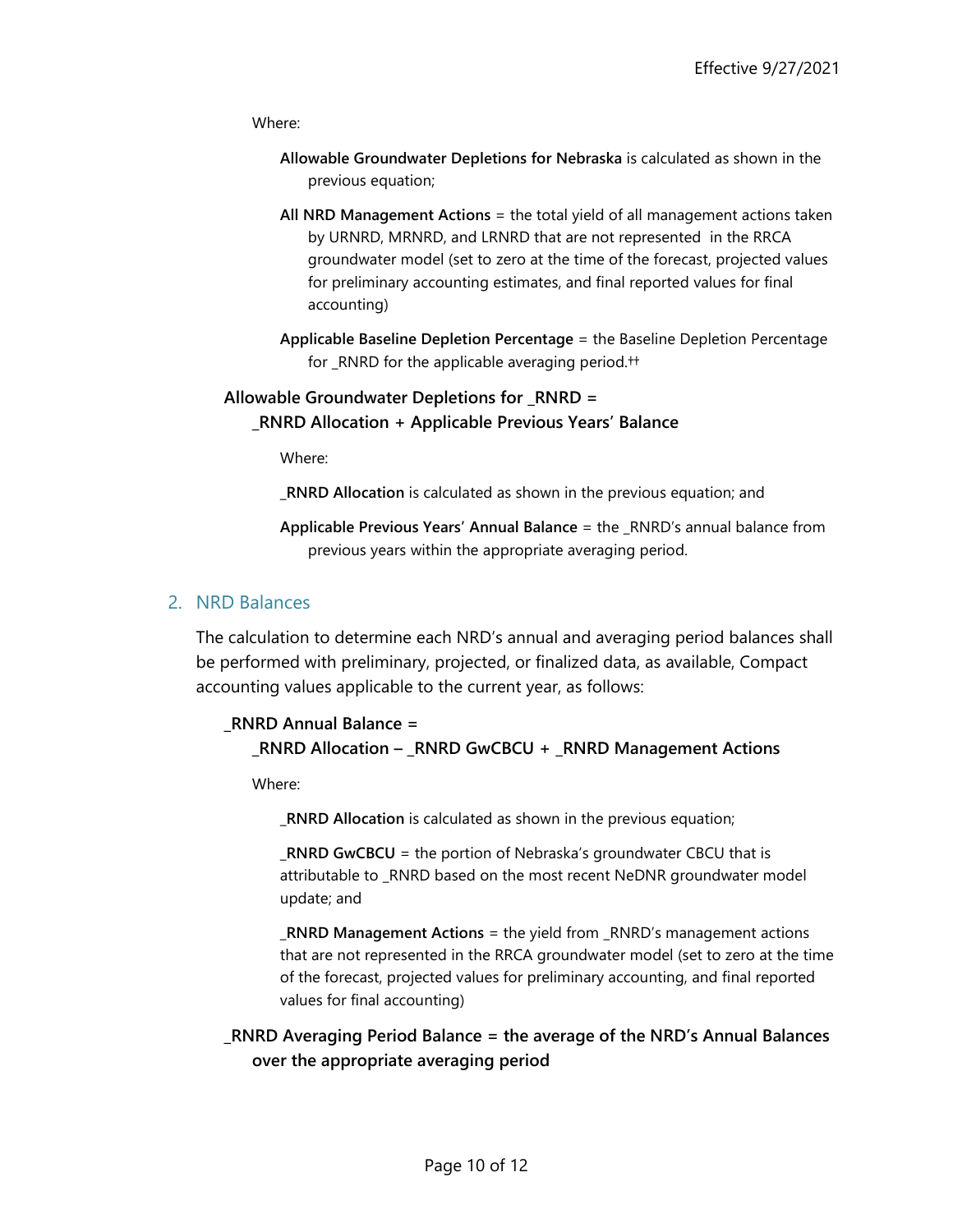Where:

**Allowable Groundwater Depletions for Nebraska** is calculated as shown in the previous equation;

**All NRD Management Actions** = the total yield of all management actions taken by URNRD, MRNRD, and LRNRD that are not represented in the RRCA groundwater model (set to zero at the time of the forecast, projected values for preliminary accounting estimates, and final reported values for final accounting)

**Applicable Baseline Depletion Percentage** = the Baseline Depletion Percentage for _RNRD for the applicable averaging period.[††]

**Allowable Groundwater Depletions for _RNRD =**
**_RNRD Allocation + Applicable Previous Years' Balance**

Where:

**_RNRD Allocation** is calculated as shown in the previous equation; and

**Applicable Previous Years' Annual Balance** = the _RNRD's annual balance from previous years within the appropriate averaging period.

## 2. NRD Balances

The calculation to determine each NRD's annual and averaging period balances shall be performed with preliminary, projected, or finalized data, as available, Compact accounting values applicable to the current year, as follows:

**_RNRD Annual Balance =**
**_RNRD Allocation – _RNRD GwCBCU + _RNRD Management Actions**

Where:

**_RNRD Allocation** is calculated as shown in the previous equation;

**_RNRD GwCBCU** = the portion of Nebraska's groundwater CBCU that is attributable to _RNRD based on the most recent NeDNR groundwater model update; and

**_RNRD Management Actions** = the yield from _RNRD's management actions that are not represented in the RRCA groundwater model (set to zero at the time of the forecast, projected values for preliminary accounting, and final reported values for final accounting)

**_RNRD Averaging Period Balance = the average of the NRD's Annual Balances over the appropriate averaging period**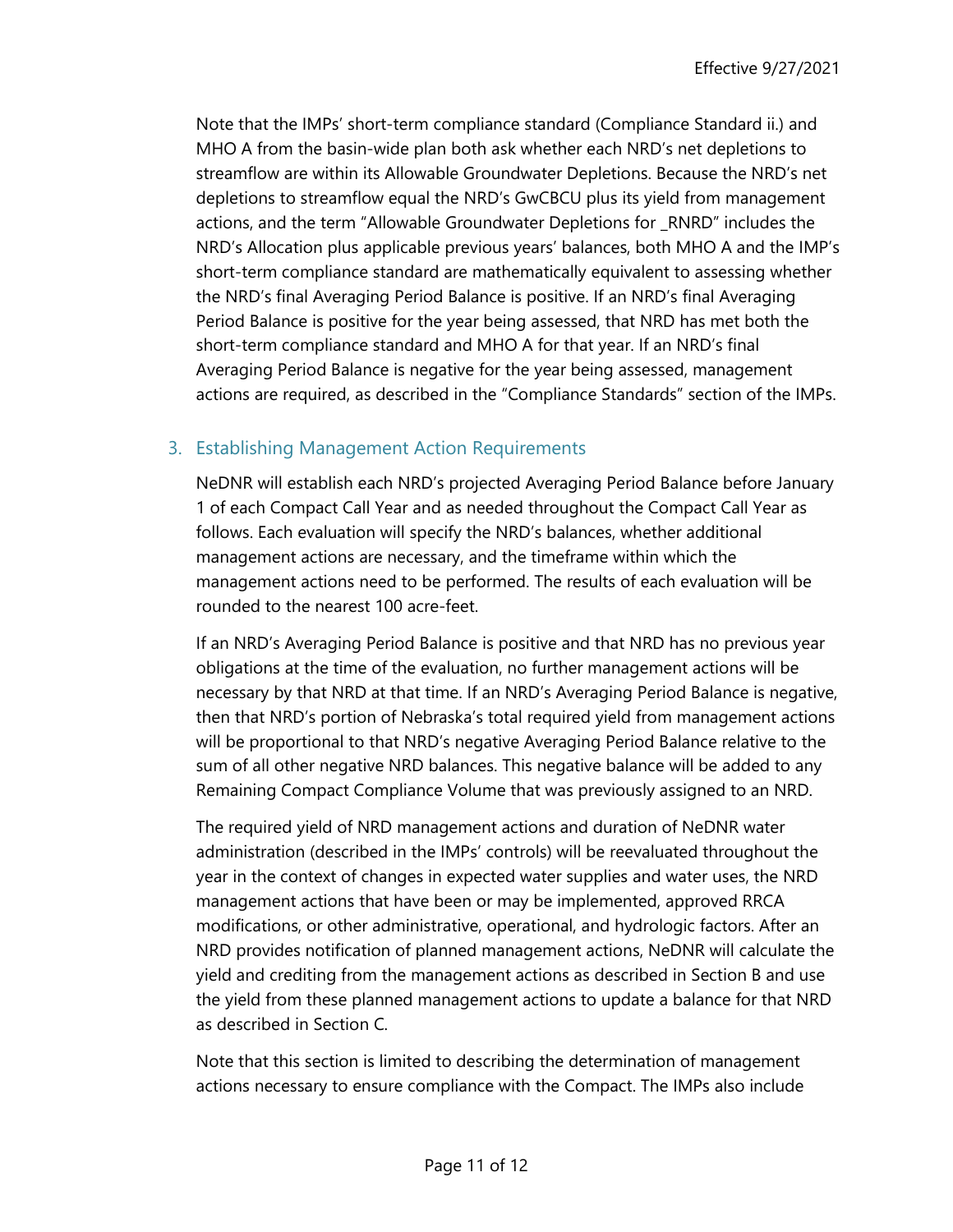Note that the IMPs' short-term compliance standard (Compliance Standard ii.) and MHO A from the basin-wide plan both ask whether each NRD's net depletions to streamflow are within its Allowable Groundwater Depletions. Because the NRD's net depletions to streamflow equal the NRD's GwCBCU plus its yield from management actions, and the term "Allowable Groundwater Depletions for _RNRD" includes the NRD's Allocation plus applicable previous years' balances, both MHO A and the IMP's short-term compliance standard are mathematically equivalent to assessing whether the NRD's final Averaging Period Balance is positive. If an NRD's final Averaging Period Balance is positive for the year being assessed, that NRD has met both the short-term compliance standard and MHO A for that year. If an NRD's final Averaging Period Balance is negative for the year being assessed, management actions are required, as described in the "Compliance Standards" section of the IMPs.

### 3. Establishing Management Action Requirements

NeDNR will establish each NRD's projected Averaging Period Balance before January 1 of each Compact Call Year and as needed throughout the Compact Call Year as follows. Each evaluation will specify the NRD's balances, whether additional management actions are necessary, and the timeframe within which the management actions need to be performed. The results of each evaluation will be rounded to the nearest 100 acre-feet.

If an NRD's Averaging Period Balance is positive and that NRD has no previous year obligations at the time of the evaluation, no further management actions will be necessary by that NRD at that time. If an NRD's Averaging Period Balance is negative, then that NRD's portion of Nebraska's total required yield from management actions will be proportional to that NRD's negative Averaging Period Balance relative to the sum of all other negative NRD balances. This negative balance will be added to any Remaining Compact Compliance Volume that was previously assigned to an NRD.

The required yield of NRD management actions and duration of NeDNR water administration (described in the IMPs' controls) will be reevaluated throughout the year in the context of changes in expected water supplies and water uses, the NRD management actions that have been or may be implemented, approved RRCA modifications, or other administrative, operational, and hydrologic factors. After an NRD provides notification of planned management actions, NeDNR will calculate the yield and crediting from the management actions as described in Section B and use the yield from these planned management actions to update a balance for that NRD as described in Section C.

Note that this section is limited to describing the determination of management actions necessary to ensure compliance with the Compact. The IMPs also include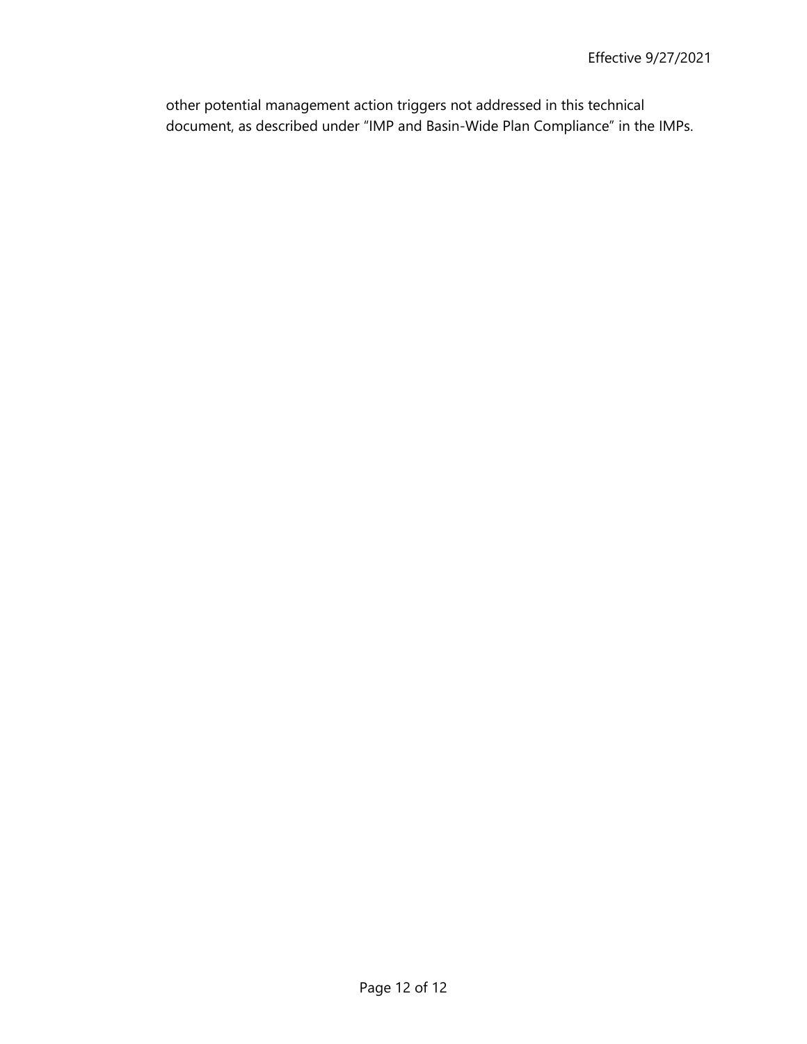other potential management action triggers not addressed in this technical document, as described under "IMP and Basin-Wide Plan Compliance" in the IMPs.